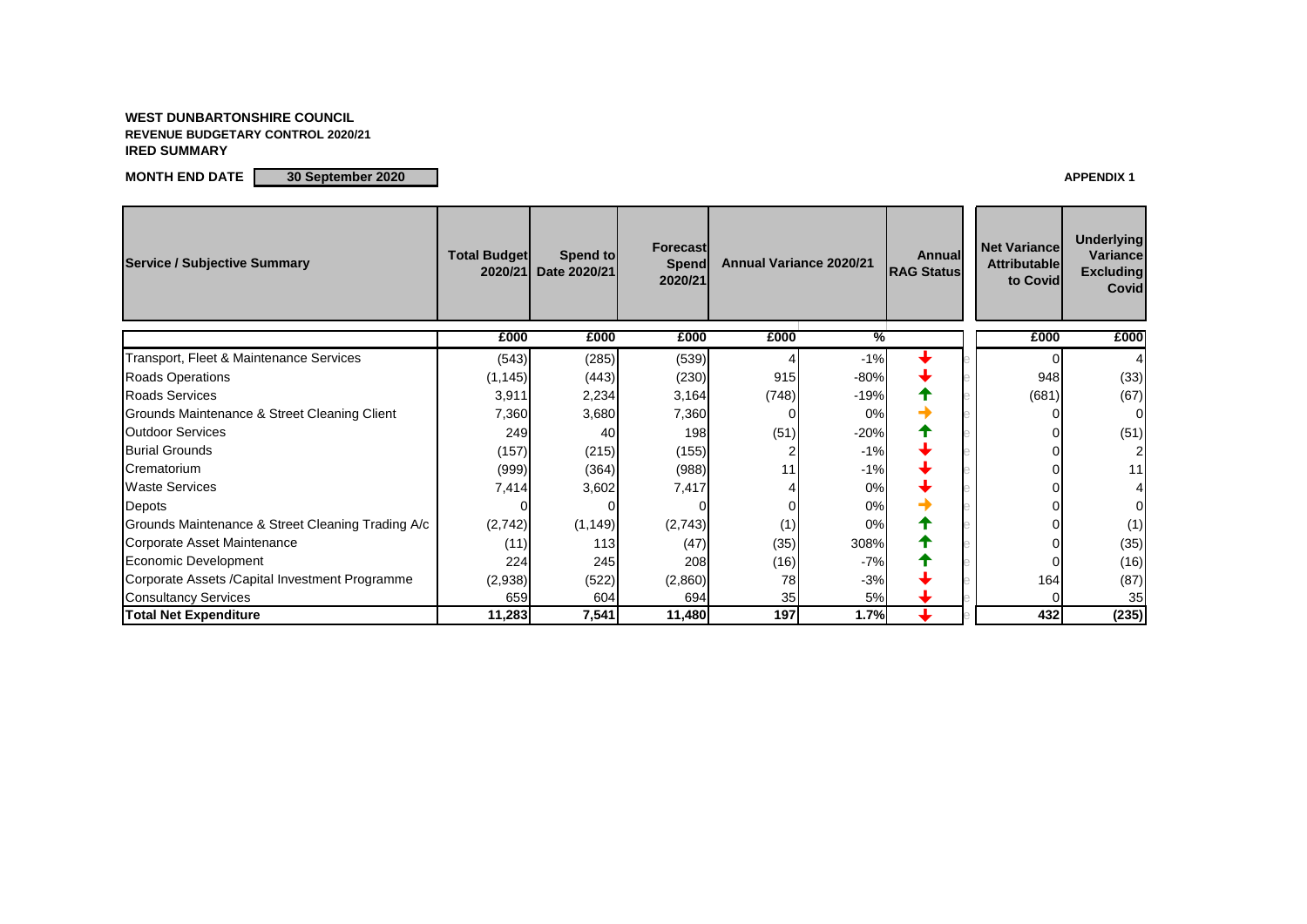**WEST DUNBARTONSHIRE COUNCIL**
**REVENUE BUDGETARY CONTROL 2020/21**
**IRED SUMMARY**

**MONTH END DATE** **30 September 2020**

**APPENDIX 1**

| Service / Subjective Summary | Total Budget 2020/21 | Spend to Date 2020/21 | Forecast Spend 2020/21 | Annual Variance 2020/21 | | Annual RAG Status | Net Variance Attributable to Covid | Underlying Variance Excluding Covid |
|---|---|---|---|---|---|---|---|---|
| | £000 | £000 | £000 | £000 | % | | £000 | £000 |
| Transport, Fleet & Maintenance Services | (543) | (285) | (539) | 4 | -1% | ↓ | 0 | 4 |
| Roads Operations | (1,145) | (443) | (230) | 915 | -80% | ↓ | 948 | (33) |
| Roads Services | 3,911 | 2,234 | 3,164 | (748) | -19% | ↑ | (681) | (67) |
| Grounds Maintenance & Street Cleaning Client | 7,360 | 3,680 | 7,360 | 0 | 0% | → | 0 | 0 |
| Outdoor Services | 249 | 40 | 198 | (51) | -20% | ↑ | 0 | (51) |
| Burial Grounds | (157) | (215) | (155) | 2 | -1% | ↓ | 0 | 2 |
| Crematorium | (999) | (364) | (988) | 11 | -1% | ↓ | 0 | 11 |
| Waste Services | 7,414 | 3,602 | 7,417 | 4 | 0% | ↓ | 0 | 4 |
| Depots | 0 | 0 | 0 | 0 | 0% | → | 0 | 0 |
| Grounds Maintenance & Street Cleaning Trading A/c | (2,742) | (1,149) | (2,743) | (1) | 0% | ↑ | 0 | (1) |
| Corporate Asset Maintenance | (11) | 113 | (47) | (35) | 308% | ↑ | 0 | (35) |
| Economic Development | 224 | 245 | 208 | (16) | -7% | ↑ | 0 | (16) |
| Corporate Assets /Capital Investment Programme | (2,938) | (522) | (2,860) | 78 | -3% | ↓ | 164 | (87) |
| Consultancy Services | 659 | 604 | 694 | 35 | 5% | ↓ | 0 | 35 |
| **Total Net Expenditure** | **11,283** | **7,541** | **11,480** | **197** | **1.7%** | ↓ | **432** | **(235)** |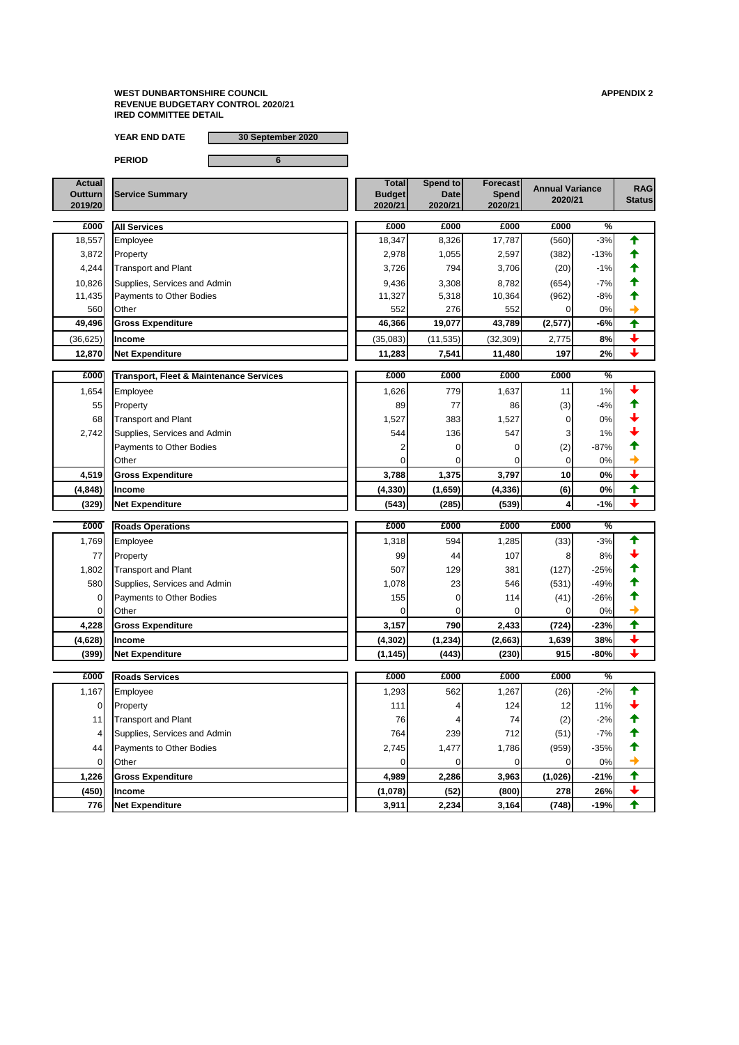**WEST DUNBARTONSHIRE COUNCIL**
**REVENUE BUDGETARY CONTROL 2020/21**
**IRED COMMITTEE DETAIL**

**APPENDIX 2**

**YEAR END DATE** 30 September 2020

**PERIOD** 6

| Actual Outturn 2019/20 | Service Summary | Total Budget 2020/21 | Spend to Date 2020/21 | Forecast Spend 2020/21 | Annual Variance 2020/21 | | RAG Status |
|---|---|---|---|---|---|---|---|
| **£000** | **All Services** | **£000** | **£000** | **£000** | **£000** | **%** | |
| 18,557 | Employee | 18,347 | 8,326 | 17,787 | (560) | -3% | ↑ |
| 3,872 | Property | 2,978 | 1,055 | 2,597 | (382) | -13% | ↑ |
| 4,244 | Transport and Plant | 3,726 | 794 | 3,706 | (20) | -1% | ↑ |
| 10,826 | Supplies, Services and Admin | 9,436 | 3,308 | 8,782 | (654) | -7% | ↑ |
| 11,435 | Payments to Other Bodies | 11,327 | 5,318 | 10,364 | (962) | -8% | ↑ |
| 560 | Other | 552 | 276 | 552 | 0 | 0% | → |
| **49,496** | **Gross Expenditure** | **46,366** | **19,077** | **43,789** | **(2,577)** | **-6%** | ↑ |
| (36,625) | **Income** | (35,083) | (11,535) | (32,309) | 2,775 | **8%** | ↓ |
| **12,870** | **Net Expenditure** | **11,283** | **7,541** | **11,480** | **197** | **2%** | ↓ |
| **£000** | **Transport, Fleet & Maintenance Services** | **£000** | **£000** | **£000** | **£000** | **%** | |
| 1,654 | Employee | 1,626 | 779 | 1,637 | 11 | 1% | ↓ |
| 55 | Property | 89 | 77 | 86 | (3) | -4% | ↑ |
| 68 | Transport and Plant | 1,527 | 383 | 1,527 | 0 | 0% | ↓ |
| 2,742 | Supplies, Services and Admin | 544 | 136 | 547 | 3 | 1% | ↓ |
| | Payments to Other Bodies | 2 | 0 | 0 | (2) | -87% | ↑ |
| | Other | 0 | 0 | 0 | 0 | 0% | → |
| **4,519** | **Gross Expenditure** | **3,788** | **1,375** | **3,797** | **10** | **0%** | ↓ |
| **(4,848)** | **Income** | **(4,330)** | **(1,659)** | **(4,336)** | **(6)** | **0%** | ↑ |
| **(329)** | **Net Expenditure** | **(543)** | **(285)** | **(539)** | **4** | **-1%** | ↓ |
| **£000** | **Roads Operations** | **£000** | **£000** | **£000** | **£000** | **%** | |
| 1,769 | Employee | 1,318 | 594 | 1,285 | (33) | -3% | ↑ |
| 77 | Property | 99 | 44 | 107 | 8 | 8% | ↓ |
| 1,802 | Transport and Plant | 507 | 129 | 381 | (127) | -25% | ↑ |
| 580 | Supplies, Services and Admin | 1,078 | 23 | 546 | (531) | -49% | ↑ |
| 0 | Payments to Other Bodies | 155 | 0 | 114 | (41) | -26% | ↑ |
| 0 | Other | 0 | 0 | 0 | 0 | 0% | → |
| **4,228** | **Gross Expenditure** | **3,157** | **790** | **2,433** | **(724)** | **-23%** | ↑ |
| **(4,628)** | **Income** | **(4,302)** | **(1,234)** | **(2,663)** | **1,639** | **38%** | ↓ |
| **(399)** | **Net Expenditure** | **(1,145)** | **(443)** | **(230)** | **915** | **-80%** | ↓ |
| **£000** | **Roads Services** | **£000** | **£000** | **£000** | **£000** | **%** | |
| 1,167 | Employee | 1,293 | 562 | 1,267 | (26) | -2% | ↑ |
| 0 | Property | 111 | 4 | 124 | 12 | 11% | ↓ |
| 11 | Transport and Plant | 76 | 4 | 74 | (2) | -2% | ↑ |
| 4 | Supplies, Services and Admin | 764 | 239 | 712 | (51) | -7% | ↑ |
| 44 | Payments to Other Bodies | 2,745 | 1,477 | 1,786 | (959) | -35% | ↑ |
| 0 | Other | 0 | 0 | 0 | 0 | 0% | → |
| **1,226** | **Gross Expenditure** | **4,989** | **2,286** | **3,963** | **(1,026)** | **-21%** | ↑ |
| **(450)** | **Income** | **(1,078)** | **(52)** | **(800)** | **278** | **26%** | ↓ |
| **776** | **Net Expenditure** | **3,911** | **2,234** | **3,164** | **(748)** | **-19%** | ↑ |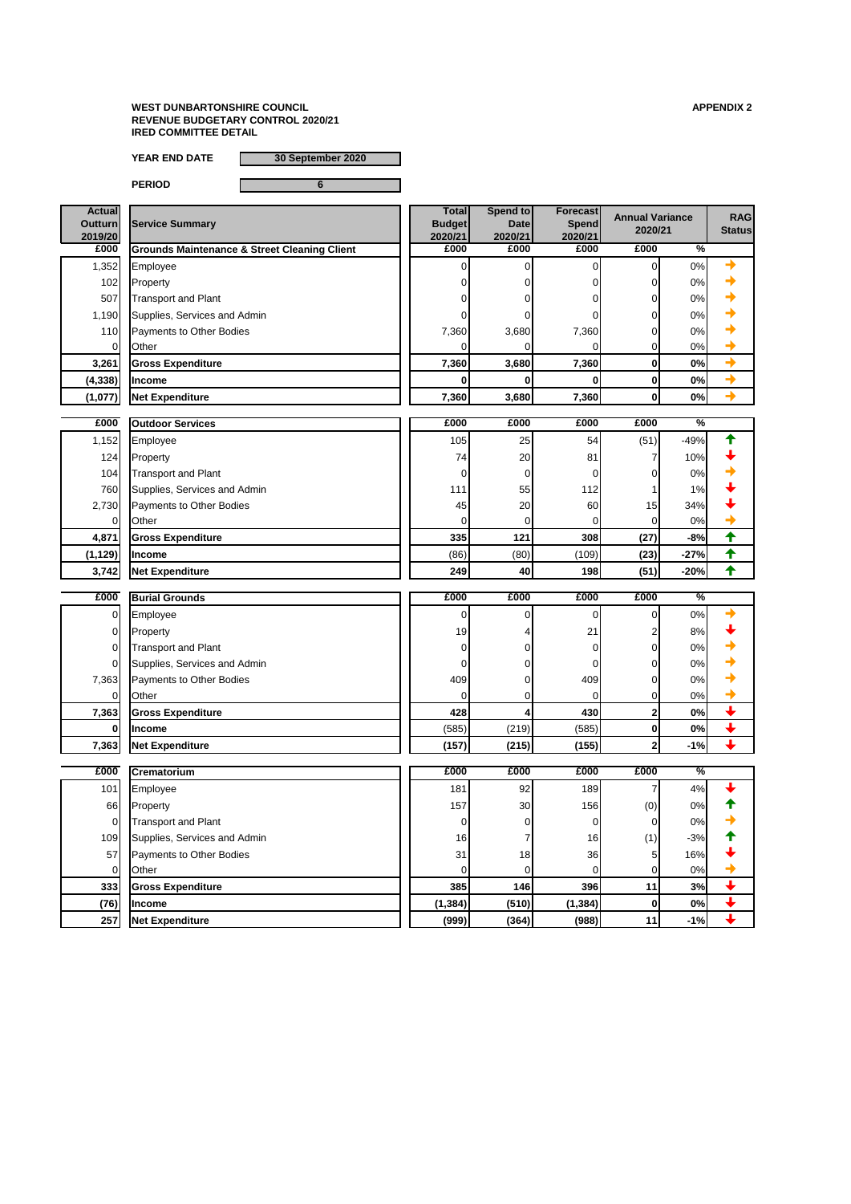**WEST DUNBARTONSHIRE COUNCIL**
**REVENUE BUDGETARY CONTROL 2020/21**
**IRED COMMITTEE DETAIL**

**APPENDIX 2**

**YEAR END DATE** 30 September 2020

**PERIOD** 6

| Actual Outturn 2019/20 | Service Summary | Total Budget 2020/21 | Spend to Date 2020/21 | Forecast Spend 2020/21 | Annual Variance 2020/21 | | RAG Status |
|---|---|---|---|---|---|---|---|
| £000 | **Grounds Maintenance & Street Cleaning Client** | £000 | £000 | £000 | £000 | % | |
| 1,352 | Employee | 0 | 0 | 0 | 0 | 0% | → |
| 102 | Property | 0 | 0 | 0 | 0 | 0% | → |
| 507 | Transport and Plant | 0 | 0 | 0 | 0 | 0% | → |
| 1,190 | Supplies, Services and Admin | 0 | 0 | 0 | 0 | 0% | → |
| 110 | Payments to Other Bodies | 7,360 | 3,680 | 7,360 | 0 | 0% | → |
| 0 | Other | 0 | 0 | 0 | 0 | 0% | → |
| **3,261** | **Gross Expenditure** | **7,360** | **3,680** | **7,360** | **0** | **0%** | → |
| **(4,338)** | **Income** | **0** | **0** | **0** | **0** | **0%** | → |
| **(1,077)** | **Net Expenditure** | **7,360** | **3,680** | **7,360** | **0** | **0%** | → |
| £000 | **Outdoor Services** | £000 | £000 | £000 | £000 | % | |
| 1,152 | Employee | 105 | 25 | 54 | (51) | -49% | ↑ |
| 124 | Property | 74 | 20 | 81 | 7 | 10% | ↓ |
| 104 | Transport and Plant | 0 | 0 | 0 | 0 | 0% | → |
| 760 | Supplies, Services and Admin | 111 | 55 | 112 | 1 | 1% | ↓ |
| 2,730 | Payments to Other Bodies | 45 | 20 | 60 | 15 | 34% | ↓ |
| 0 | Other | 0 | 0 | 0 | 0 | 0% | → |
| **4,871** | **Gross Expenditure** | **335** | **121** | **308** | **(27)** | **-8%** | ↑ |
| **(1,129)** | **Income** | (86) | (80) | (109) | **(23)** | **-27%** | ↑ |
| **3,742** | **Net Expenditure** | **249** | **40** | **198** | **(51)** | **-20%** | ↑ |
| £000 | **Burial Grounds** | £000 | £000 | £000 | £000 | % | |
| 0 | Employee | 0 | 0 | 0 | 0 | 0% | → |
| 0 | Property | 19 | 4 | 21 | 2 | 8% | ↓ |
| 0 | Transport and Plant | 0 | 0 | 0 | 0 | 0% | → |
| 0 | Supplies, Services and Admin | 0 | 0 | 0 | 0 | 0% | → |
| 7,363 | Payments to Other Bodies | 409 | 0 | 409 | 0 | 0% | → |
| 0 | Other | 0 | 0 | 0 | 0 | 0% | → |
| **7,363** | **Gross Expenditure** | **428** | **4** | **430** | **2** | **0%** | ↓ |
| **0** | **Income** | (585) | (219) | (585) | **0** | **0%** | ↓ |
| **7,363** | **Net Expenditure** | **(157)** | **(215)** | **(155)** | **2** | **-1%** | ↓ |
| £000 | **Crematorium** | £000 | £000 | £000 | £000 | % | |
| 101 | Employee | 181 | 92 | 189 | 7 | 4% | ↓ |
| 66 | Property | 157 | 30 | 156 | (0) | 0% | ↑ |
| 0 | Transport and Plant | 0 | 0 | 0 | 0 | 0% | → |
| 109 | Supplies, Services and Admin | 16 | 7 | 16 | (1) | -3% | ↑ |
| 57 | Payments to Other Bodies | 31 | 18 | 36 | 5 | 16% | ↓ |
| 0 | Other | 0 | 0 | 0 | 0 | 0% | → |
| **333** | **Gross Expenditure** | **385** | **146** | **396** | **11** | **3%** | ↓ |
| **(76)** | **Income** | **(1,384)** | **(510)** | **(1,384)** | **0** | **0%** | ↓ |
| **257** | **Net Expenditure** | **(999)** | **(364)** | **(988)** | **11** | **-1%** | ↓ |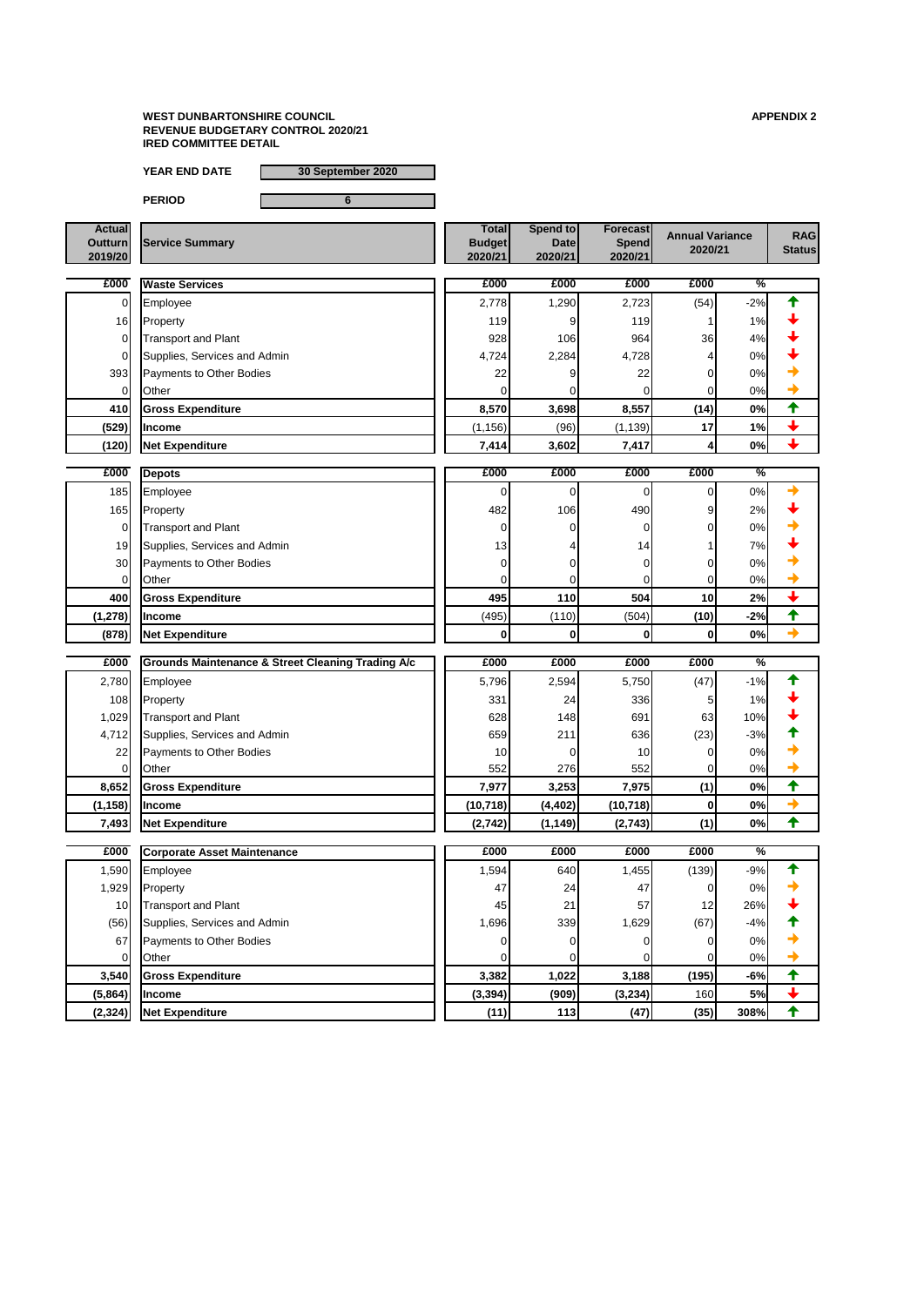**WEST DUNBARTONSHIRE COUNCIL**
**REVENUE BUDGETARY CONTROL 2020/21**
**IRED COMMITTEE DETAIL**

**APPENDIX 2**

**YEAR END DATE** 30 September 2020

**PERIOD** 6

| Actual Outturn 2019/20 | Service Summary | Total Budget 2020/21 | Spend to Date 2020/21 | Forecast Spend 2020/21 | Annual Variance 2020/21 | | RAG Status |
|---|---|---|---|---|---|---|---|
| £000 | **Waste Services** | £000 | £000 | £000 | £000 | % | |
| 0 | Employee | 2,778 | 1,290 | 2,723 | (54) | -2% | ↑ |
| 16 | Property | 119 | 9 | 119 | 1 | 1% | ↓ |
| 0 | Transport and Plant | 928 | 106 | 964 | 36 | 4% | ↓ |
| 0 | Supplies, Services and Admin | 4,724 | 2,284 | 4,728 | 4 | 0% | ↓ |
| 393 | Payments to Other Bodies | 22 | 9 | 22 | 0 | 0% | → |
| 0 | Other | 0 | 0 | 0 | 0 | 0% | → |
| **410** | **Gross Expenditure** | **8,570** | **3,698** | **8,557** | **(14)** | **0%** | ↑ |
| **(529)** | **Income** | (1,156) | (96) | (1,139) | **17** | **1%** | ↓ |
| **(120)** | **Net Expenditure** | **7,414** | **3,602** | **7,417** | **4** | **0%** | ↓ |
| £000 | **Depots** | £000 | £000 | £000 | £000 | % | |
| 185 | Employee | 0 | 0 | 0 | 0 | 0% | → |
| 165 | Property | 482 | 106 | 490 | 9 | 2% | ↓ |
| 0 | Transport and Plant | 0 | 0 | 0 | 0 | 0% | → |
| 19 | Supplies, Services and Admin | 13 | 4 | 14 | 1 | 7% | ↓ |
| 30 | Payments to Other Bodies | 0 | 0 | 0 | 0 | 0% | → |
| 0 | Other | 0 | 0 | 0 | 0 | 0% | → |
| **400** | **Gross Expenditure** | **495** | **110** | **504** | **10** | **2%** | ↓ |
| **(1,278)** | **Income** | (495) | (110) | (504) | **(10)** | **-2%** | ↑ |
| **(878)** | **Net Expenditure** | **0** | **0** | **0** | **0** | **0%** | → |
| £000 | **Grounds Maintenance & Street Cleaning Trading A/c** | £000 | £000 | £000 | £000 | % | |
| 2,780 | Employee | 5,796 | 2,594 | 5,750 | (47) | -1% | ↑ |
| 108 | Property | 331 | 24 | 336 | 5 | 1% | ↓ |
| 1,029 | Transport and Plant | 628 | 148 | 691 | 63 | 10% | ↓ |
| 4,712 | Supplies, Services and Admin | 659 | 211 | 636 | (23) | -3% | ↑ |
| 22 | Payments to Other Bodies | 10 | 0 | 10 | 0 | 0% | → |
| 0 | Other | 552 | 276 | 552 | 0 | 0% | → |
| **8,652** | **Gross Expenditure** | **7,977** | **3,253** | **7,975** | **(1)** | **0%** | ↑ |
| **(1,158)** | **Income** | **(10,718)** | **(4,402)** | **(10,718)** | **0** | **0%** | → |
| **7,493** | **Net Expenditure** | **(2,742)** | **(1,149)** | **(2,743)** | **(1)** | **0%** | ↑ |
| £000 | **Corporate Asset Maintenance** | £000 | £000 | £000 | £000 | % | |
| 1,590 | Employee | 1,594 | 640 | 1,455 | (139) | -9% | ↑ |
| 1,929 | Property | 47 | 24 | 47 | 0 | 0% | → |
| 10 | Transport and Plant | 45 | 21 | 57 | 12 | 26% | ↓ |
| (56) | Supplies, Services and Admin | 1,696 | 339 | 1,629 | (67) | -4% | ↑ |
| 67 | Payments to Other Bodies | 0 | 0 | 0 | 0 | 0% | → |
| 0 | Other | 0 | 0 | 0 | 0 | 0% | → |
| **3,540** | **Gross Expenditure** | **3,382** | **1,022** | **3,188** | **(195)** | **-6%** | ↑ |
| **(5,864)** | **Income** | **(3,394)** | **(909)** | **(3,234)** | 160 | **5%** | ↓ |
| **(2,324)** | **Net Expenditure** | **(11)** | **113** | **(47)** | **(35)** | **308%** | ↑ |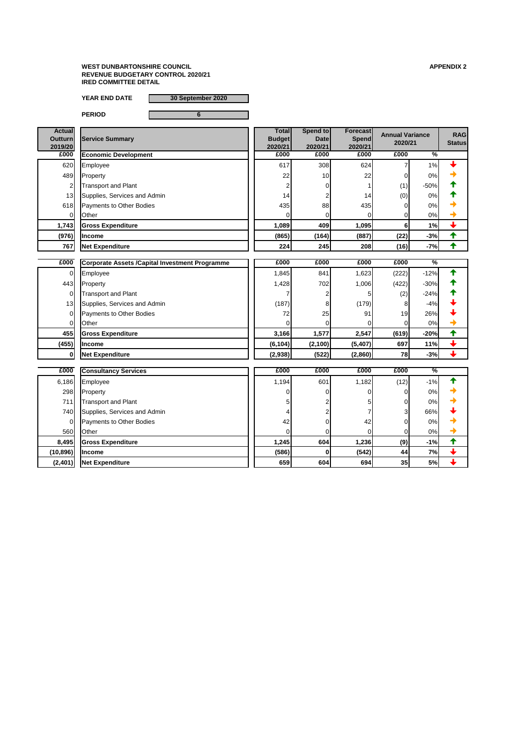**WEST DUNBARTONSHIRE COUNCIL**
**REVENUE BUDGETARY CONTROL 2020/21**
**IRED COMMITTEE DETAIL**

**APPENDIX 2**

**YEAR END DATE** 30 September 2020

**PERIOD** 6

| Actual Outturn 2019/20 | Service Summary | Total Budget 2020/21 | Spend to Date 2020/21 | Forecast Spend 2020/21 | Annual Variance 2020/21 | | RAG Status |
|---|---|---|---|---|---|---|---|
| £000 | **Economic Development** | £000 | £000 | £000 | £000 | % | |
| 620 | Employee | 617 | 308 | 624 | 7 | 1% | ↓ |
| 489 | Property | 22 | 10 | 22 | 0 | 0% | → |
| 2 | Transport and Plant | 2 | 0 | 1 | (1) | -50% | ↑ |
| 13 | Supplies, Services and Admin | 14 | 2 | 14 | (0) | 0% | ↑ |
| 618 | Payments to Other Bodies | 435 | 88 | 435 | 0 | 0% | → |
| 0 | Other | 0 | 0 | 0 | 0 | 0% | → |
| **1,743** | **Gross Expenditure** | **1,089** | **409** | **1,095** | **6** | **1%** | ↓ |
| **(976)** | **Income** | **(865)** | **(164)** | **(887)** | **(22)** | **-3%** | ↑ |
| **767** | **Net Expenditure** | **224** | **245** | **208** | **(16)** | **-7%** | ↑ |
| £000 | **Corporate Assets /Capital Investment Programme** | £000 | £000 | £000 | £000 | % | |
| 0 | Employee | 1,845 | 841 | 1,623 | (222) | -12% | ↑ |
| 443 | Property | 1,428 | 702 | 1,006 | (422) | -30% | ↑ |
| 0 | Transport and Plant | 7 | 2 | 5 | (2) | -24% | ↑ |
| 13 | Supplies, Services and Admin | (187) | 8 | (179) | 8 | -4% | ↓ |
| 0 | Payments to Other Bodies | 72 | 25 | 91 | 19 | 26% | ↓ |
| 0 | Other | 0 | 0 | 0 | 0 | 0% | → |
| **455** | **Gross Expenditure** | **3,166** | **1,577** | **2,547** | **(619)** | **-20%** | ↑ |
| **(455)** | **Income** | **(6,104)** | **(2,100)** | **(5,407)** | **697** | **11%** | ↓ |
| **0** | **Net Expenditure** | **(2,938)** | **(522)** | **(2,860)** | **78** | **-3%** | ↓ |
| £000 | **Consultancy Services** | £000 | £000 | £000 | £000 | % | |
| 6,186 | Employee | 1,194 | 601 | 1,182 | (12) | -1% | ↑ |
| 298 | Property | 0 | 0 | 0 | 0 | 0% | → |
| 711 | Transport and Plant | 5 | 2 | 5 | 0 | 0% | → |
| 740 | Supplies, Services and Admin | 4 | 2 | 7 | 3 | 66% | ↓ |
| 0 | Payments to Other Bodies | 42 | 0 | 42 | 0 | 0% | → |
| 560 | Other | 0 | 0 | 0 | 0 | 0% | → |
| **8,495** | **Gross Expenditure** | **1,245** | **604** | **1,236** | **(9)** | **-1%** | ↑ |
| **(10,896)** | **Income** | **(586)** | **0** | **(542)** | **44** | **7%** | ↓ |
| **(2,401)** | **Net Expenditure** | **659** | **604** | **694** | **35** | **5%** | ↓ |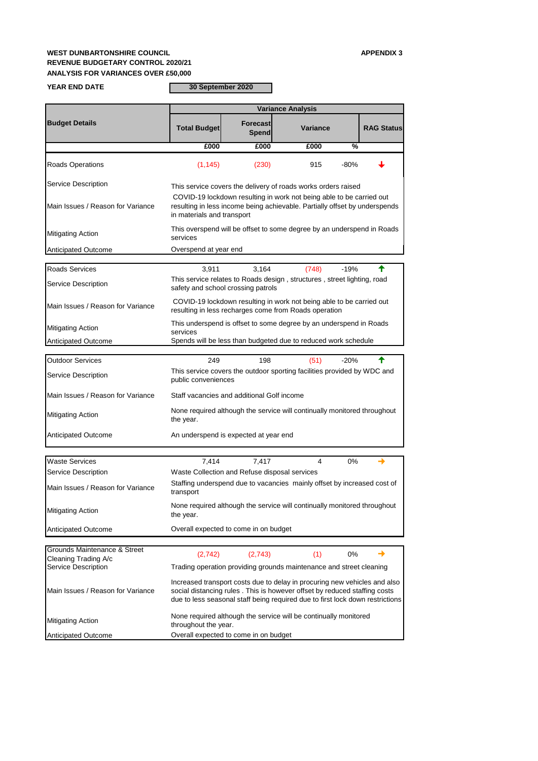**WEST DUNBARTONSHIRE COUNCIL** **APPENDIX 3**

**REVENUE BUDGETARY CONTROL 2020/21**

**ANALYSIS FOR VARIANCES OVER £50,000**

**YEAR END DATE** **30 September 2020**

| Budget Details | Total Budget | Forecast Spend | Variance | | RAG Status |
|---|---|---|---|---|---|
| | £000 | £000 | £000 | % | |
| Roads Operations | (1,145) | (230) | 915 | -80% | ↓ |
| Service Description | This service covers the delivery of roads works orders raised | | | | |
| Main Issues / Reason for Variance | COVID-19 lockdown resulting in work not being able to be carried out resulting in less income being achievable. Partially offset by underspends in materials and transport | | | | |
| Mitigating Action | This overspend will be offset to some degree by an underspend in Roads services | | | | |
| Anticipated Outcome | Overspend at year end | | | | |
| Roads Services | 3,911 | 3,164 | (748) | -19% | ↑ |
| Service Description | This service relates to Roads design , structures , street lighting, road safety and school crossing patrols | | | | |
| Main Issues / Reason for Variance | COVID-19 lockdown resulting in work not being able to be carried out resulting in less recharges come from Roads operation | | | | |
| Mitigating Action | This underspend is offset to some degree by an underspend in Roads services | | | | |
| Anticipated Outcome | Spends will be less than budgeted due to reduced work schedule | | | | |
| Outdoor Services | 249 | 198 | (51) | -20% | ↑ |
| Service Description | This service covers the outdoor sporting facilities provided by WDC and public conveniences | | | | |
| Main Issues / Reason for Variance | Staff vacancies and additional Golf income | | | | |
| Mitigating Action | None required although the service will continually monitored throughout the year. | | | | |
| Anticipated Outcome | An underspend is expected at year end | | | | |
| Waste Services | 7,414 | 7,417 | 4 | 0% | → |
| Service Description | Waste Collection and Refuse disposal services | | | | |
| Main Issues / Reason for Variance | Staffing underspend due to vacancies mainly offset by increased cost of transport | | | | |
| Mitigating Action | None required although the service will continually monitored throughout the year. | | | | |
| Anticipated Outcome | Overall expected to come in on budget | | | | |
| Grounds Maintenance & Street Cleaning Trading A/c | (2,742) | (2,743) | (1) | 0% | → |
| Service Description | Trading operation providing grounds maintenance and street cleaning | | | | |
| Main Issues / Reason for Variance | Increased transport costs due to delay in procuring new vehicles and also social distancing rules . This is however offset by reduced staffing costs due to less seasonal staff being required due to first lock down restrictions | | | | |
| Mitigating Action | None required although the service will be continually monitored throughout the year. | | | | |
| Anticipated Outcome | Overall expected to come in on budget | | | | |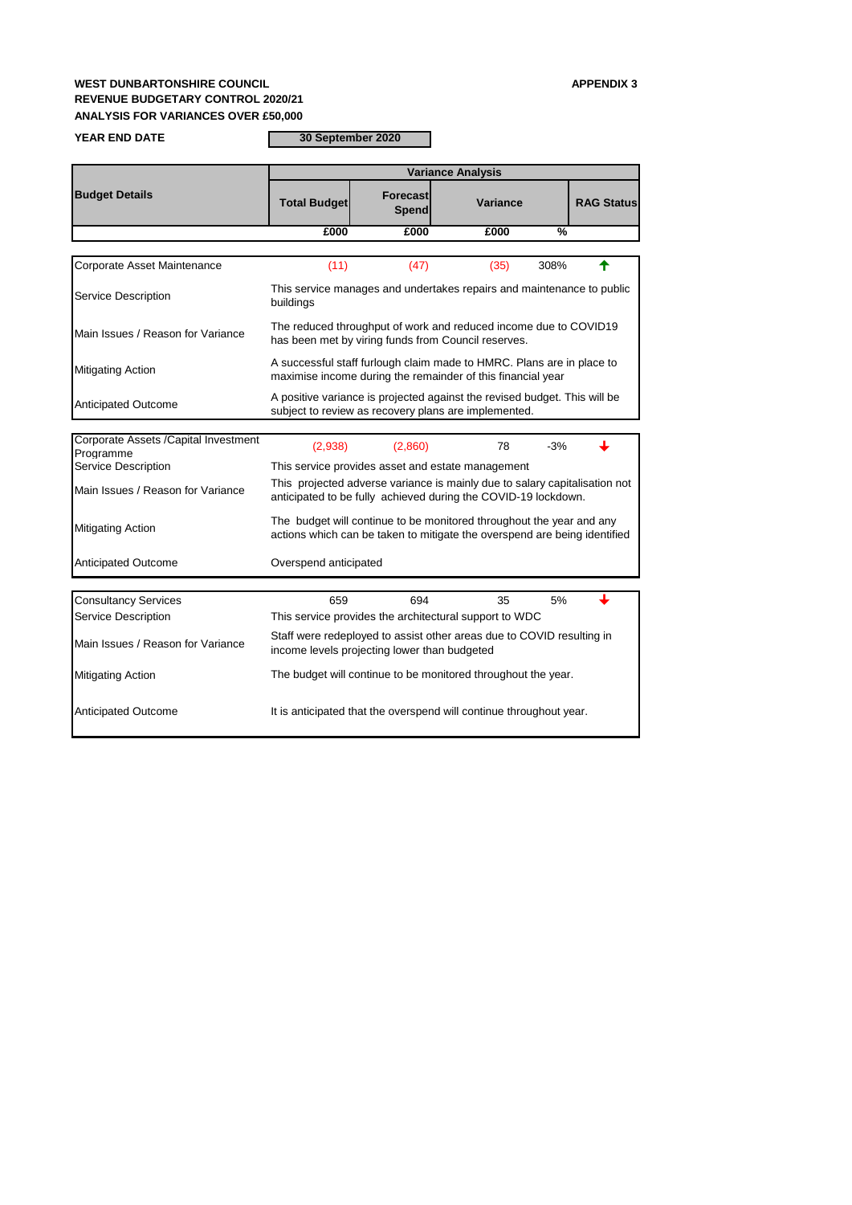**WEST DUNBARTONSHIRE COUNCIL** **APPENDIX 3**
**REVENUE BUDGETARY CONTROL 2020/21**
**ANALYSIS FOR VARIANCES OVER £50,000**

**YEAR END DATE** **30 September 2020**

| Budget Details | Variance Analysis | | | | |
|---|---|---|---|---|---|
| | **Total Budget** | **Forecast Spend** | **Variance** | | **RAG Status** |
| | **£000** | **£000** | **£000** | **%** | |
| Corporate Asset Maintenance | (11) | (47) | (35) | 308% | ↑ |
| Service Description | This service manages and undertakes repairs and maintenance to public buildings | | | | |
| Main Issues / Reason for Variance | The reduced throughput of work and reduced income due to COVID19 has been met by viring funds from Council reserves. | | | | |
| Mitigating Action | A successful staff furlough claim made to HMRC. Plans are in place to maximise income during the remainder of this financial year | | | | |
| Anticipated Outcome | A positive variance is projected against the revised budget. This will be subject to review as recovery plans are implemented. | | | | |
| Corporate Assets /Capital Investment Programme | (2,938) | (2,860) | 78 | -3% | ↓ |
| Service Description | This service provides asset and estate management | | | | |
| Main Issues / Reason for Variance | This projected adverse variance is mainly due to salary capitalisation not anticipated to be fully achieved during the COVID-19 lockdown. | | | | |
| Mitigating Action | The budget will continue to be monitored throughout the year and any actions which can be taken to mitigate the overspend are being identified | | | | |
| Anticipated Outcome | Overspend anticipated | | | | |
| Consultancy Services | 659 | 694 | 35 | 5% | ↓ |
| Service Description | This service provides the architectural support to WDC | | | | |
| Main Issues / Reason for Variance | Staff were redeployed to assist other areas due to COVID resulting in income levels projecting lower than budgeted | | | | |
| Mitigating Action | The budget will continue to be monitored throughout the year. | | | | |
| Anticipated Outcome | It is anticipated that the overspend will continue throughout year. | | | | |